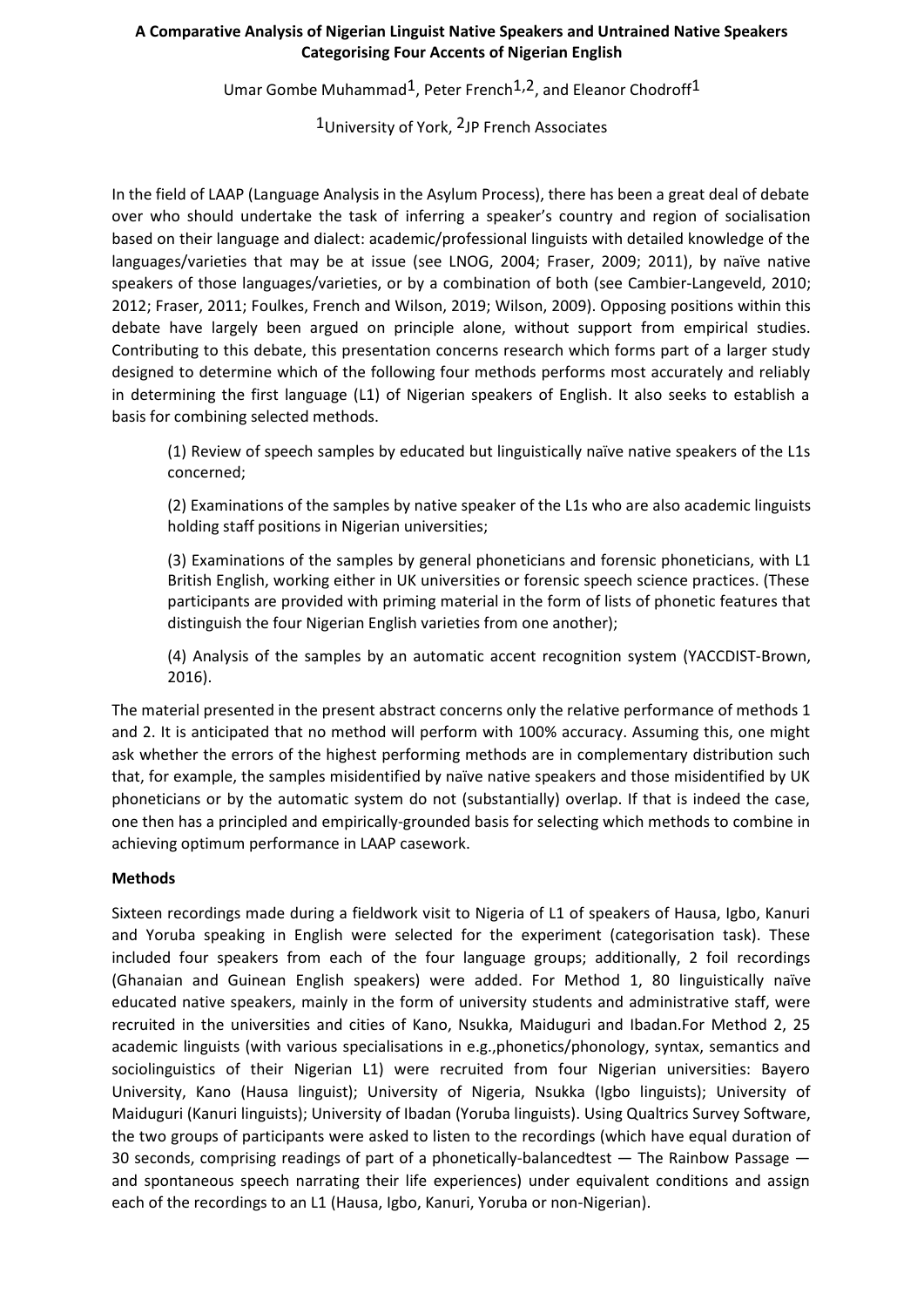# A Comparative Analysis of Nigerian Linguist Native Speakers and Untrained Native Speakers Categorising Four Accents of Nigerian English

Umar Gombe Muhammad[1], Peter French[1,2], and Eleanor Chodroff[1]

[1]University of York, [2]JP French Associates

In the field of LAAP (Language Analysis in the Asylum Process), there has been a great deal of debate over who should undertake the task of inferring a speaker's country and region of socialisation based on their language and dialect: academic/professional linguists with detailed knowledge of the languages/varieties that may be at issue (see LNOG, 2004; Fraser, 2009; 2011), by naïve native speakers of those languages/varieties, or by a combination of both (see Cambier-Langeveld, 2010; 2012; Fraser, 2011; Foulkes, French and Wilson, 2019; Wilson, 2009). Opposing positions within this debate have largely been argued on principle alone, without support from empirical studies. Contributing to this debate, this presentation concerns research which forms part of a larger study designed to determine which of the following four methods performs most accurately and reliably in determining the first language (L1) of Nigerian speakers of English. It also seeks to establish a basis for combining selected methods.

(1) Review of speech samples by educated but linguistically naïve native speakers of the L1s concerned;

(2) Examinations of the samples by native speaker of the L1s who are also academic linguists holding staff positions in Nigerian universities;

(3) Examinations of the samples by general phoneticians and forensic phoneticians, with L1 British English, working either in UK universities or forensic speech science practices. (These participants are provided with priming material in the form of lists of phonetic features that distinguish the four Nigerian English varieties from one another);

(4) Analysis of the samples by an automatic accent recognition system (YACCDIST-Brown, 2016).

The material presented in the present abstract concerns only the relative performance of methods 1 and 2. It is anticipated that no method will perform with 100% accuracy. Assuming this, one might ask whether the errors of the highest performing methods are in complementary distribution such that, for example, the samples misidentified by naïve native speakers and those misidentified by UK phoneticians or by the automatic system do not (substantially) overlap. If that is indeed the case, one then has a principled and empirically-grounded basis for selecting which methods to combine in achieving optimum performance in LAAP casework.

## Methods

Sixteen recordings made during a fieldwork visit to Nigeria of L1 of speakers of Hausa, Igbo, Kanuri and Yoruba speaking in English were selected for the experiment (categorisation task). These included four speakers from each of the four language groups; additionally, 2 foil recordings (Ghanaian and Guinean English speakers) were added. For Method 1, 80 linguistically naïve educated native speakers, mainly in the form of university students and administrative staff, were recruited in the universities and cities of Kano, Nsukka, Maiduguri and Ibadan.For Method 2, 25 academic linguists (with various specialisations in e.g.,phonetics/phonology, syntax, semantics and sociolinguistics of their Nigerian L1) were recruited from four Nigerian universities: Bayero University, Kano (Hausa linguist); University of Nigeria, Nsukka (Igbo linguists); University of Maiduguri (Kanuri linguists); University of Ibadan (Yoruba linguists). Using Qualtrics Survey Software, the two groups of participants were asked to listen to the recordings (which have equal duration of 30 seconds, comprising readings of part of a phonetically-balancedtest — The Rainbow Passage — and spontaneous speech narrating their life experiences) under equivalent conditions and assign each of the recordings to an L1 (Hausa, Igbo, Kanuri, Yoruba or non-Nigerian).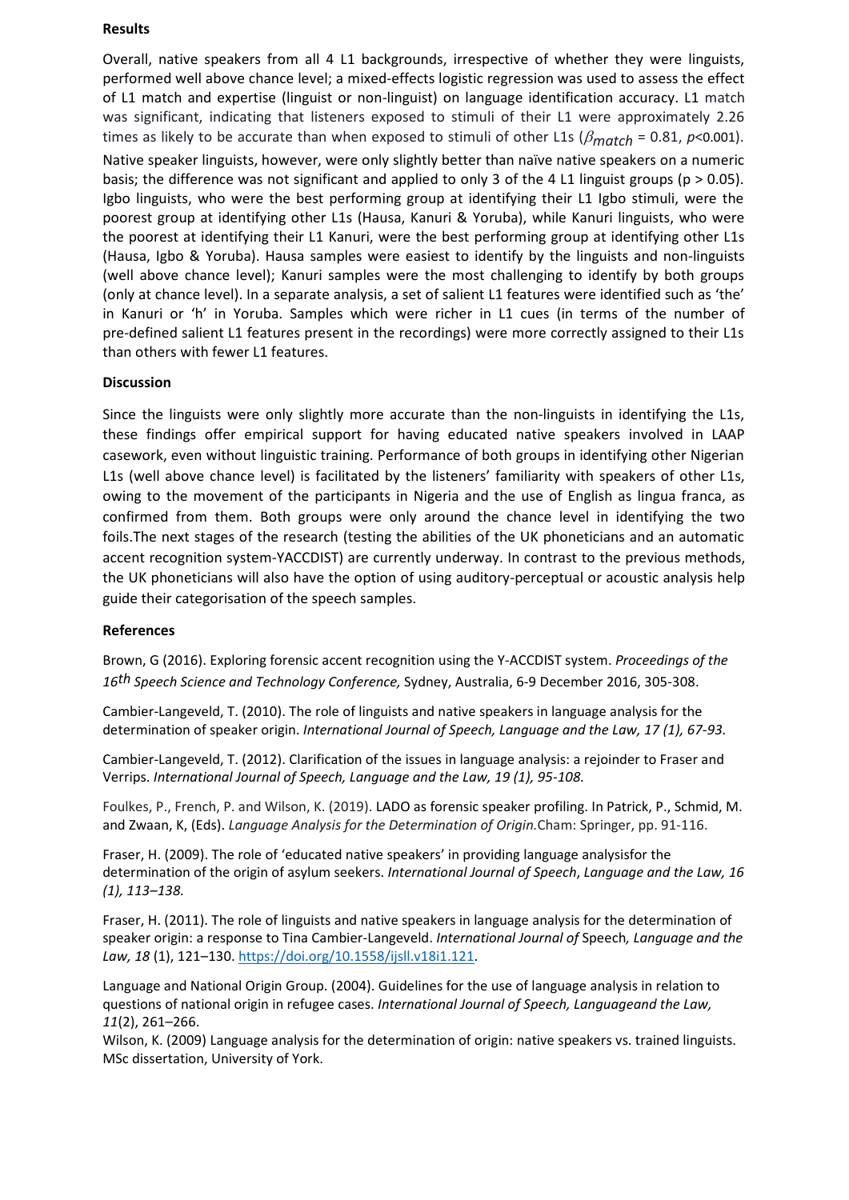**Results**

Overall, native speakers from all 4 L1 backgrounds, irrespective of whether they were linguists, performed well above chance level; a mixed-effects logistic regression was used to assess the effect of L1 match and expertise (linguist or non-linguist) on language identification accuracy. L1 match was significant, indicating that listeners exposed to stimuli of their L1 were approximately 2.26 times as likely to be accurate than when exposed to stimuli of other L1s ($\beta_{match}$ = 0.81, $p$<0.001). Native speaker linguists, however, were only slightly better than naïve native speakers on a numeric basis; the difference was not significant and applied to only 3 of the 4 L1 linguist groups (p > 0.05). Igbo linguists, who were the best performing group at identifying their L1 Igbo stimuli, were the poorest group at identifying other L1s (Hausa, Kanuri & Yoruba), while Kanuri linguists, who were the poorest at identifying their L1 Kanuri, were the best performing group at identifying other L1s (Hausa, Igbo & Yoruba). Hausa samples were easiest to identify by the linguists and non-linguists (well above chance level); Kanuri samples were the most challenging to identify by both groups (only at chance level). In a separate analysis, a set of salient L1 features were identified such as 'the' in Kanuri or 'h' in Yoruba. Samples which were richer in L1 cues (in terms of the number of pre-defined salient L1 features present in the recordings) were more correctly assigned to their L1s than others with fewer L1 features.

**Discussion**

Since the linguists were only slightly more accurate than the non-linguists in identifying the L1s, these findings offer empirical support for having educated native speakers involved in LAAP casework, even without linguistic training. Performance of both groups in identifying other Nigerian L1s (well above chance level) is facilitated by the listeners' familiarity with speakers of other L1s, owing to the movement of the participants in Nigeria and the use of English as lingua franca, as confirmed from them. Both groups were only around the chance level in identifying the two foils.The next stages of the research (testing the abilities of the UK phoneticians and an automatic accent recognition system-YACCDIST) are currently underway. In contrast to the previous methods, the UK phoneticians will also have the option of using auditory-perceptual or acoustic analysis help guide their categorisation of the speech samples.

**References**

Brown, G (2016). Exploring forensic accent recognition using the Y-ACCDIST system. *Proceedings of the 16th Speech Science and Technology Conference,* Sydney, Australia, 6-9 December 2016, 305-308.

Cambier-Langeveld, T. (2010). The role of linguists and native speakers in language analysis for the determination of speaker origin. *International Journal of Speech, Language and the Law, 17 (1), 67-93.*

Cambier-Langeveld, T. (2012). Clarification of the issues in language analysis: a rejoinder to Fraser and Verrips. *International Journal of Speech, Language and the Law, 19 (1), 95-108.*

Foulkes, P., French, P. and Wilson, K. (2019). LADO as forensic speaker profiling. In Patrick, P., Schmid, M. and Zwaan, K, (Eds). *Language Analysis for the Determination of Origin.*Cham: Springer, pp. 91-116.

Fraser, H. (2009). The role of 'educated native speakers' in providing language analysisfor the determination of the origin of asylum seekers. *International Journal of Speech*, *Language and the Law, 16 (1), 113–138.*

Fraser, H. (2011). The role of linguists and native speakers in language analysis for the determination of speaker origin: a response to Tina Cambier-Langeveld. *International Journal of* Speech*, Language and the Law, 18* (1), 121–130. https://doi.org/10.1558/ijsll.v18i1.121.

Language and National Origin Group. (2004). Guidelines for the use of language analysis in relation to questions of national origin in refugee cases. *International Journal of Speech, Languageand the Law, 11*(2), 261–266.

Wilson, K. (2009) Language analysis for the determination of origin: native speakers vs. trained linguists. MSc dissertation, University of York.